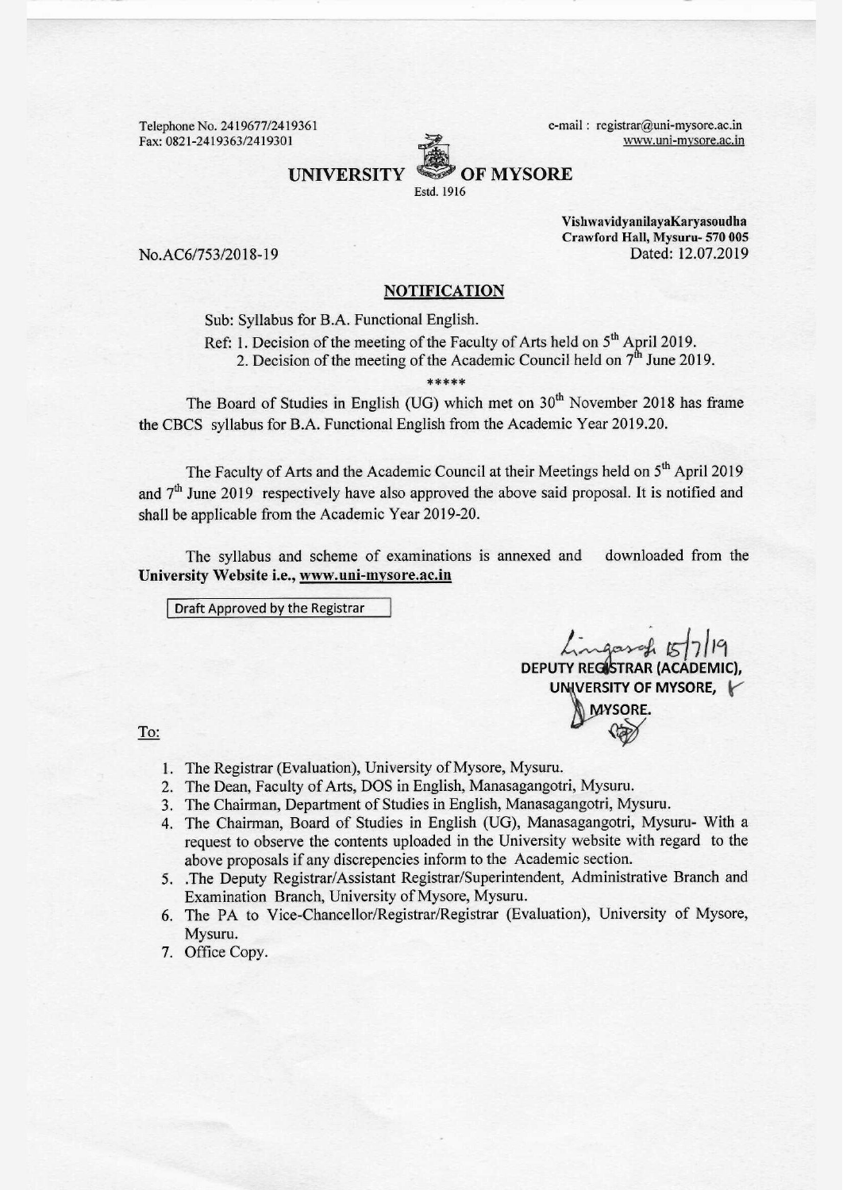Telephone No. 2419677/2419361
Fax: 0821-2419363/2419301

e-mail : registrar@uni-mysore.ac.in
www.uni-mysore.ac.in

# UNIVERSITY OF MYSORE

Estd. 1916

**VishwavidyanilayaKaryasoudha**
**Crawford Hall, Mysuru- 570 005**
Dated: 12.07.2019

No.AC6/753/2018-19

## NOTIFICATION

Sub: Syllabus for B.A. Functional English.

Ref: 1. Decision of the meeting of the Faculty of Arts held on 5th April 2019.
2. Decision of the meeting of the Academic Council held on 7th June 2019.

*****

The Board of Studies in English (UG) which met on 30th November 2018 has frame the CBCS syllabus for B.A. Functional English from the Academic Year 2019.20.

The Faculty of Arts and the Academic Council at their Meetings held on 5th April 2019 and 7th June 2019 respectively have also approved the above said proposal. It is notified and shall be applicable from the Academic Year 2019-20.

The syllabus and scheme of examinations is annexed and downloaded from the **University Website i.e., www.uni-mysore.ac.in**

Draft Approved by the Registrar

Lingaraju 15/7/19
**DEPUTY REGISTRAR (ACADEMIC),**
**UNIVERSITY OF MYSORE,**
**MYSORE.**

To:

1. The Registrar (Evaluation), University of Mysore, Mysuru.
2. The Dean, Faculty of Arts, DOS in English, Manasagangotri, Mysuru.
3. The Chairman, Department of Studies in English, Manasagangotri, Mysuru.
4. The Chairman, Board of Studies in English (UG), Manasagangotri, Mysuru- With a request to observe the contents uploaded in the University website with regard to the above proposals if any discrepencies inform to the Academic section.
5. .The Deputy Registrar/Assistant Registrar/Superintendent, Administrative Branch and Examination Branch, University of Mysore, Mysuru.
6. The PA to Vice-Chancellor/Registrar/Registrar (Evaluation), University of Mysore, Mysuru.
7. Office Copy.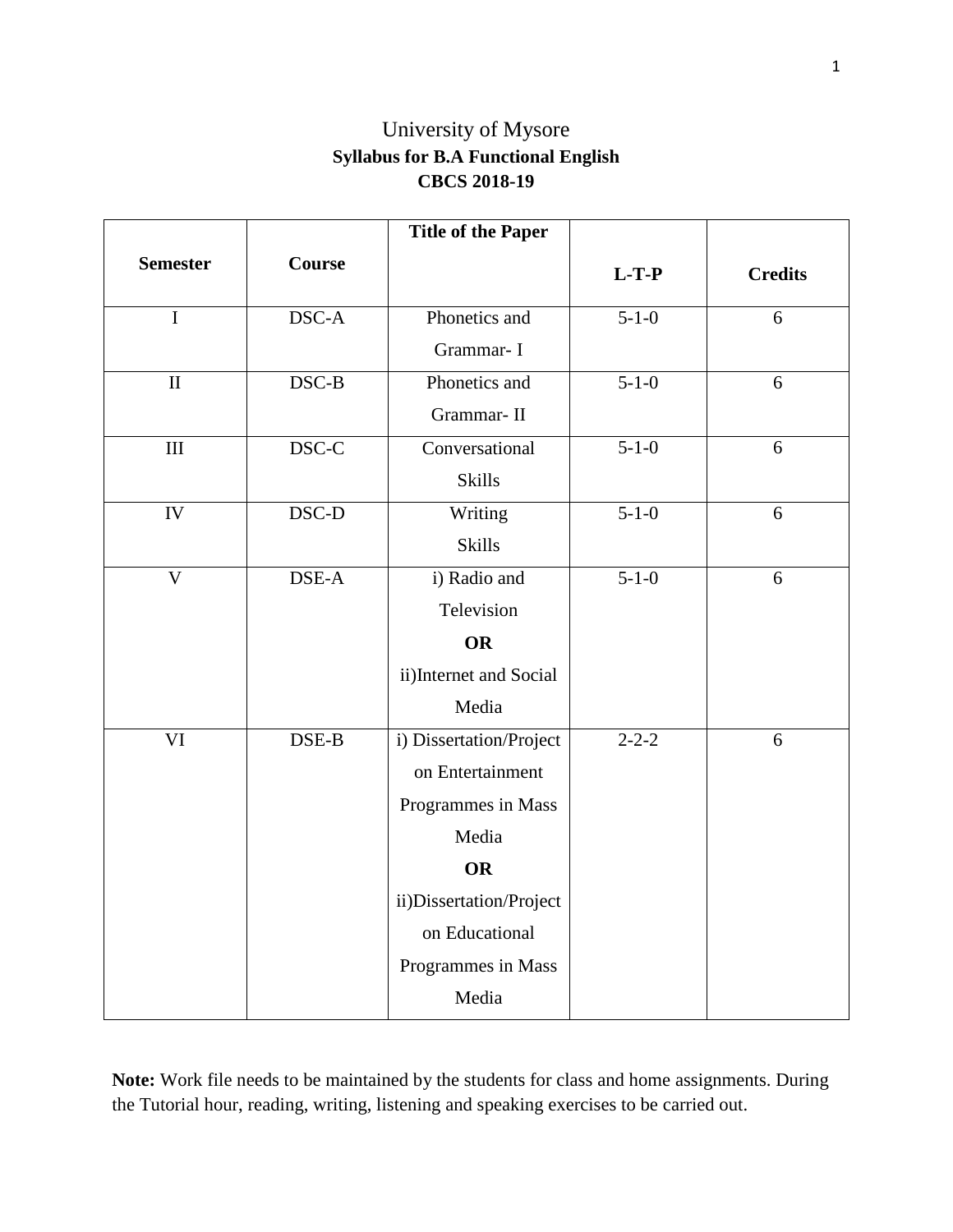# University of Mysore

## Syllabus for B.A Functional English

## CBCS 2018-19

| Semester | Course | Title of the Paper | L-T-P | Credits |
|---|---|---|---|---|
| I | DSC-A | Phonetics and Grammar- I | 5-1-0 | 6 |
| II | DSC-B | Phonetics and Grammar- II | 5-1-0 | 6 |
| III | DSC-C | Conversational Skills | 5-1-0 | 6 |
| IV | DSC-D | Writing Skills | 5-1-0 | 6 |
| V | DSE-A | i) Radio and Television **OR** ii)Internet and Social Media | 5-1-0 | 6 |
| VI | DSE-B | i) Dissertation/Project on Entertainment Programmes in Mass Media **OR** ii)Dissertation/Project on Educational Programmes in Mass Media | 2-2-2 | 6 |

**Note:** Work file needs to be maintained by the students for class and home assignments. During the Tutorial hour, reading, writing, listening and speaking exercises to be carried out.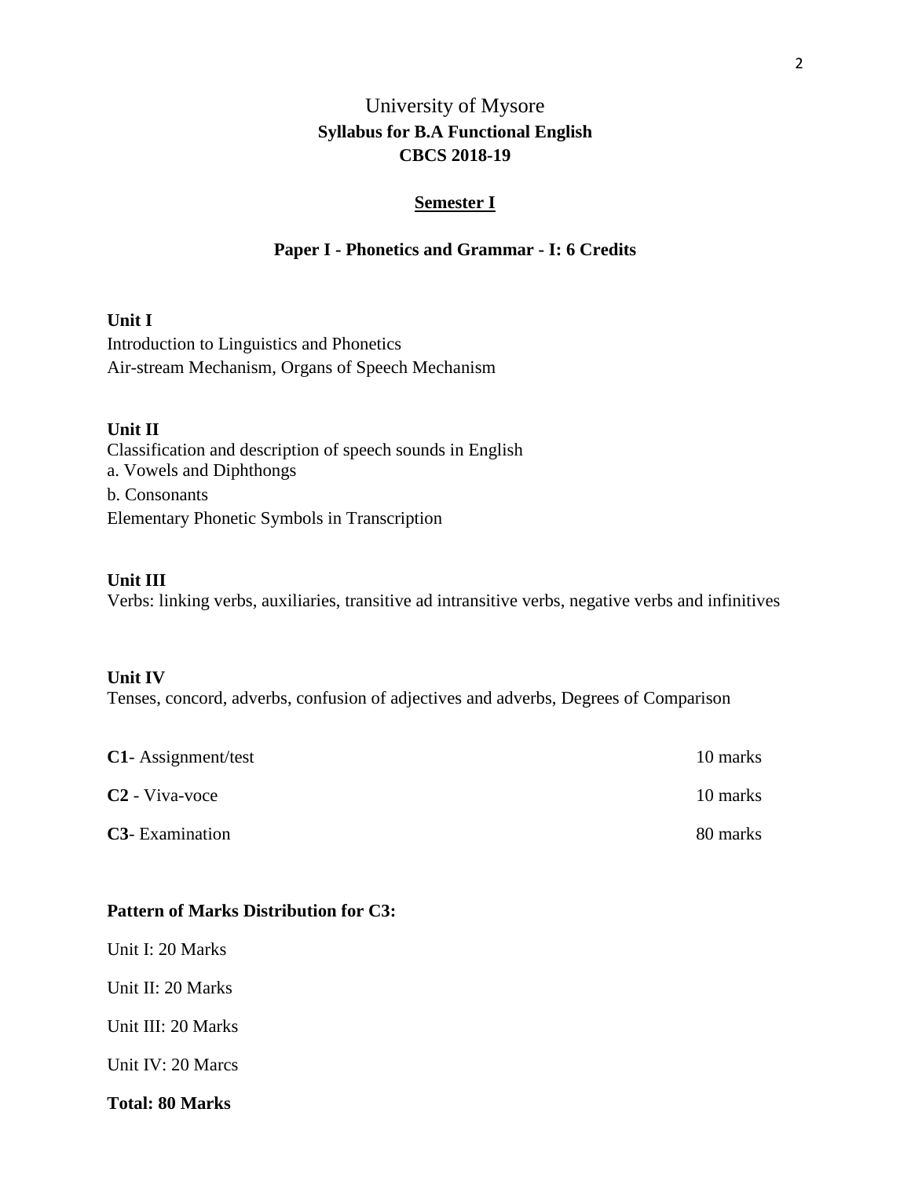# University of Mysore

## Syllabus for B.A Functional English

## CBCS 2018-19

### Semester I

### Paper I - Phonetics and Grammar - I: 6 Credits

**Unit I**

Introduction to Linguistics and Phonetics

Air-stream Mechanism, Organs of Speech Mechanism

**Unit II**

Classification and description of speech sounds in English

a. Vowels and Diphthongs

b. Consonants

Elementary Phonetic Symbols in Transcription

**Unit III**

Verbs: linking verbs, auxiliaries, transitive ad intransitive verbs, negative verbs and infinitives

**Unit IV**

Tenses, concord, adverbs, confusion of adjectives and adverbs, Degrees of Comparison

| | |
|---|---|
| **C1**- Assignment/test | 10 marks |
| **C2** - Viva-voce | 10 marks |
| **C3**- Examination | 80 marks |

**Pattern of Marks Distribution for C3:**

Unit I: 20 Marks

Unit II: 20 Marks

Unit III: 20 Marks

Unit IV: 20 Marcs

**Total: 80 Marks**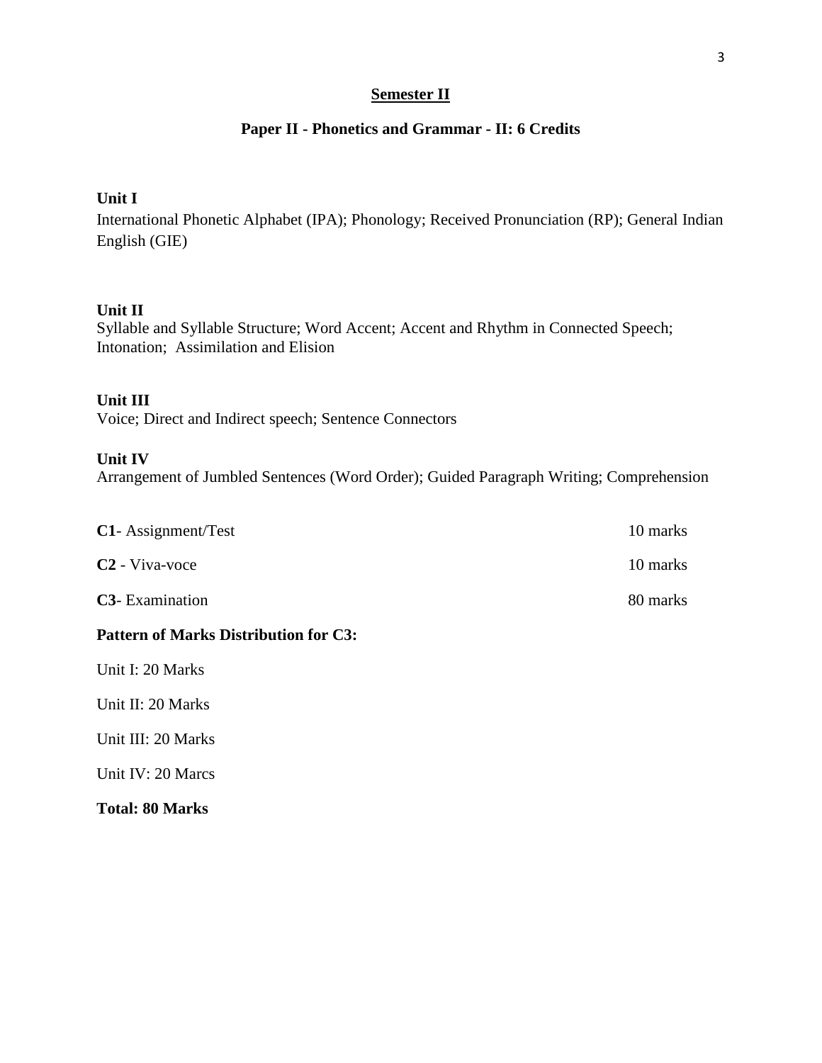## Semester II

### Paper II - Phonetics and Grammar - II: 6 Credits

**Unit I**

International Phonetic Alphabet (IPA); Phonology; Received Pronunciation (RP); General Indian English (GIE)

**Unit II**

Syllable and Syllable Structure; Word Accent; Accent and Rhythm in Connected Speech; Intonation; Assimilation and Elision

**Unit III**

Voice; Direct and Indirect speech; Sentence Connectors

**Unit IV**

Arrangement of Jumbled Sentences (Word Order); Guided Paragraph Writing; Comprehension

| | |
|---|---|
| **C1**- Assignment/Test | 10 marks |
| **C2** - Viva-voce | 10 marks |
| **C3**- Examination | 80 marks |

**Pattern of Marks Distribution for C3:**

Unit I: 20 Marks

Unit II: 20 Marks

Unit III: 20 Marks

Unit IV: 20 Marcs

**Total: 80 Marks**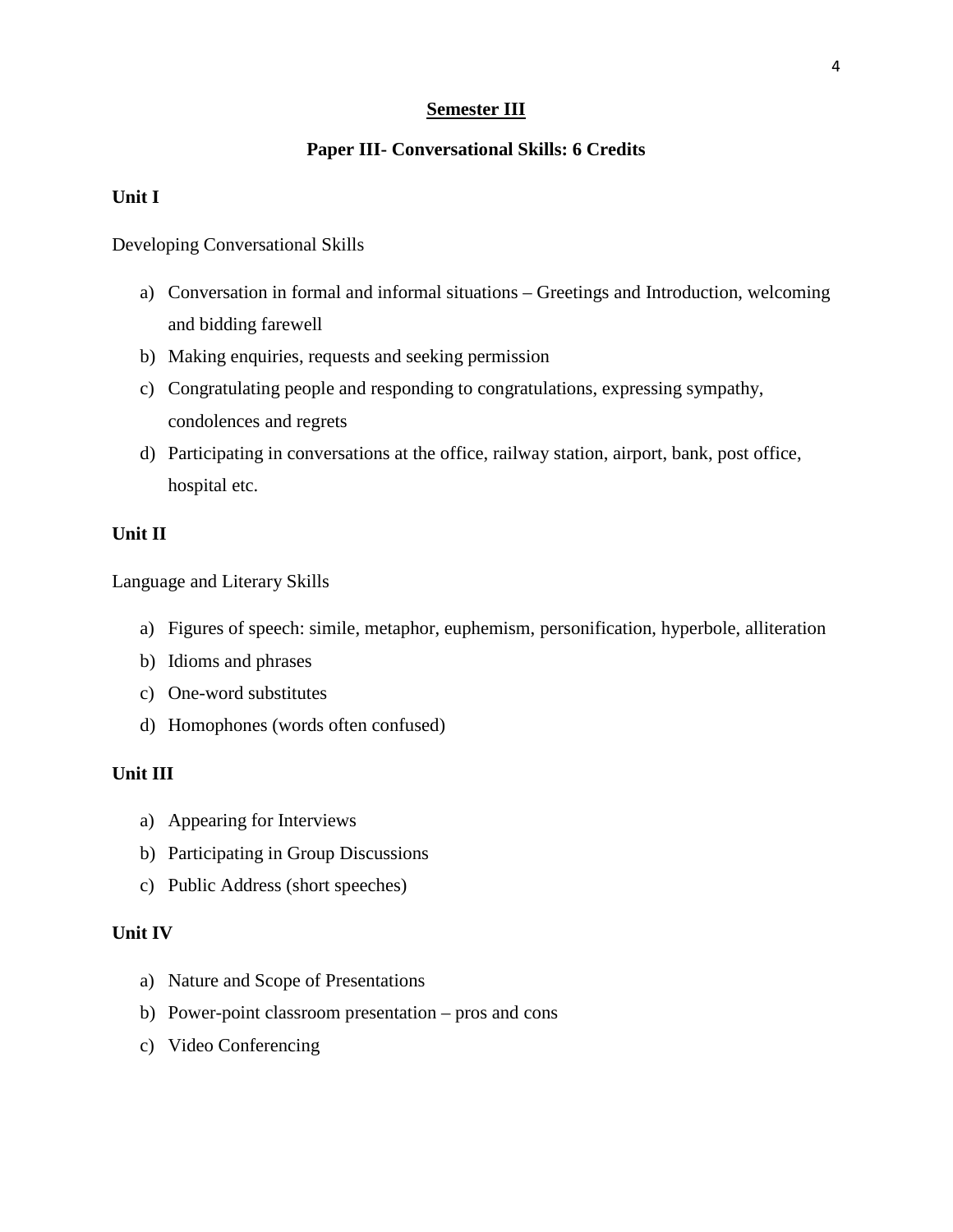## Semester III

### Paper III- Conversational Skills: 6 Credits

**Unit I**

Developing Conversational Skills

a) Conversation in formal and informal situations – Greetings and Introduction, welcoming and bidding farewell
b) Making enquiries, requests and seeking permission
c) Congratulating people and responding to congratulations, expressing sympathy, condolences and regrets
d) Participating in conversations at the office, railway station, airport, bank, post office, hospital etc.

**Unit II**

Language and Literary Skills

a) Figures of speech: simile, metaphor, euphemism, personification, hyperbole, alliteration
b) Idioms and phrases
c) One-word substitutes
d) Homophones (words often confused)

**Unit III**

a) Appearing for Interviews
b) Participating in Group Discussions
c) Public Address (short speeches)

**Unit IV**

a) Nature and Scope of Presentations
b) Power-point classroom presentation – pros and cons
c) Video Conferencing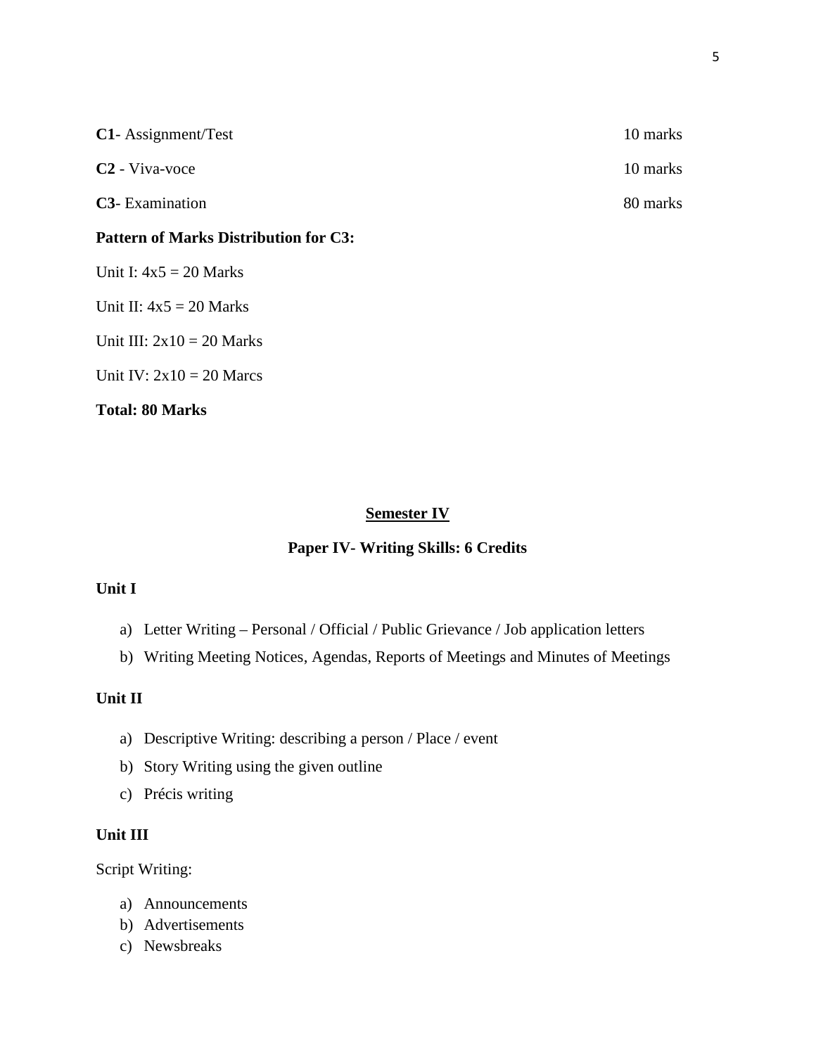**C1**- Assignment/Test 10 marks

**C2** - Viva-voce 10 marks

**C3**- Examination 80 marks

**Pattern of Marks Distribution for C3:**

Unit I: 4x5 = 20 Marks

Unit II: 4x5 = 20 Marks

Unit III: 2x10 = 20 Marks

Unit IV: 2x10 = 20 Marcs

**Total: 80 Marks**

## Semester IV

### Paper IV- Writing Skills: 6 Credits

**Unit I**

a) Letter Writing – Personal / Official / Public Grievance / Job application letters
b) Writing Meeting Notices, Agendas, Reports of Meetings and Minutes of Meetings

**Unit II**

a) Descriptive Writing: describing a person / Place / event
b) Story Writing using the given outline
c) Précis writing

**Unit III**

Script Writing:

a) Announcements
b) Advertisements
c) Newsbreaks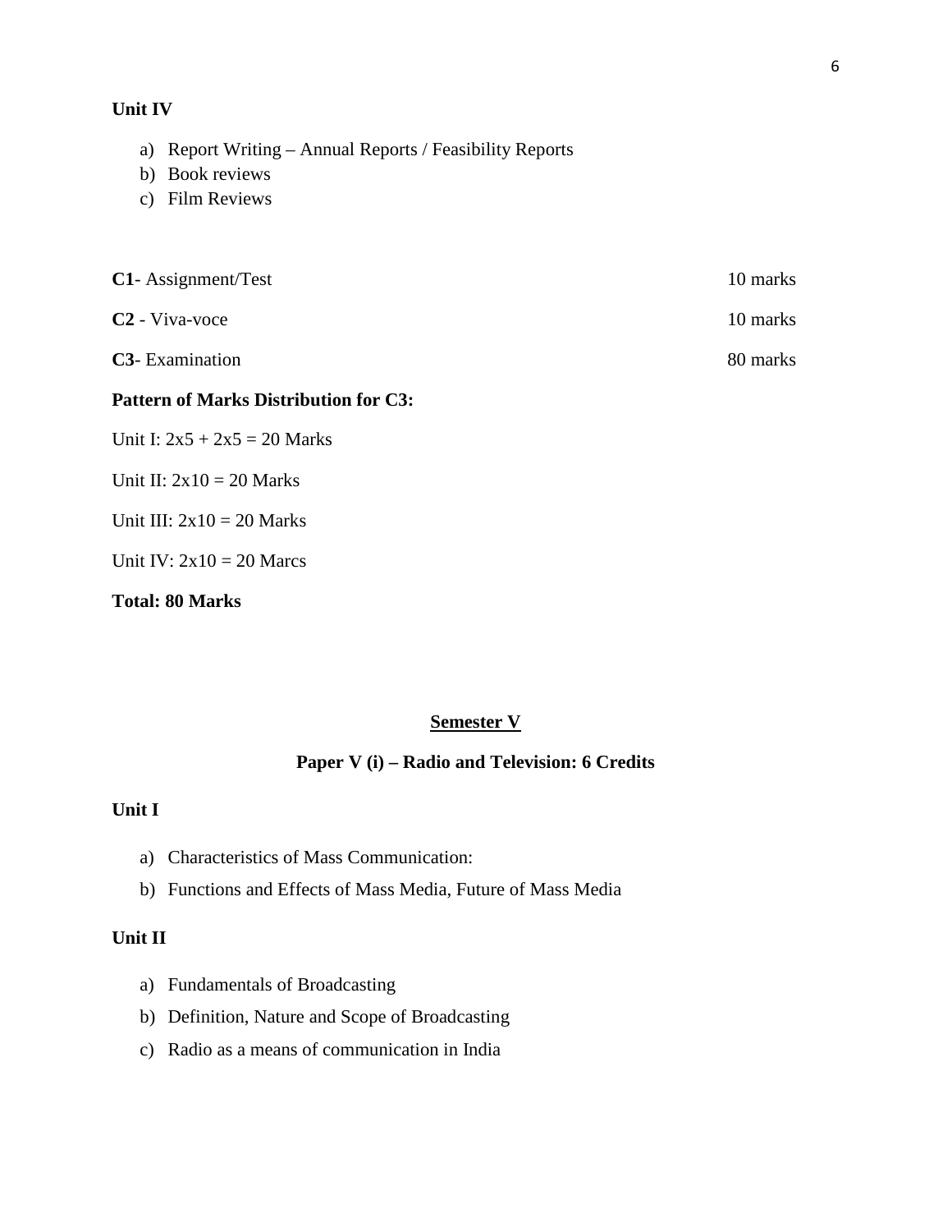**Unit IV**

a) Report Writing – Annual Reports / Feasibility Reports
b) Book reviews
c) Film Reviews

| | |
|---|---|
| **C1**- Assignment/Test | 10 marks |
| **C2** - Viva-voce | 10 marks |
| **C3**- Examination | 80 marks |

**Pattern of Marks Distribution for C3:**

Unit I: 2x5 + 2x5 = 20 Marks

Unit II: 2x10 = 20 Marks

Unit III: 2x10 = 20 Marks

Unit IV: 2x10 = 20 Marcs

**Total: 80 Marks**

## Semester V

### Paper V (i) – Radio and Television: 6 Credits

**Unit I**

a) Characteristics of Mass Communication:
b) Functions and Effects of Mass Media, Future of Mass Media

**Unit II**

a) Fundamentals of Broadcasting
b) Definition, Nature and Scope of Broadcasting
c) Radio as a means of communication in India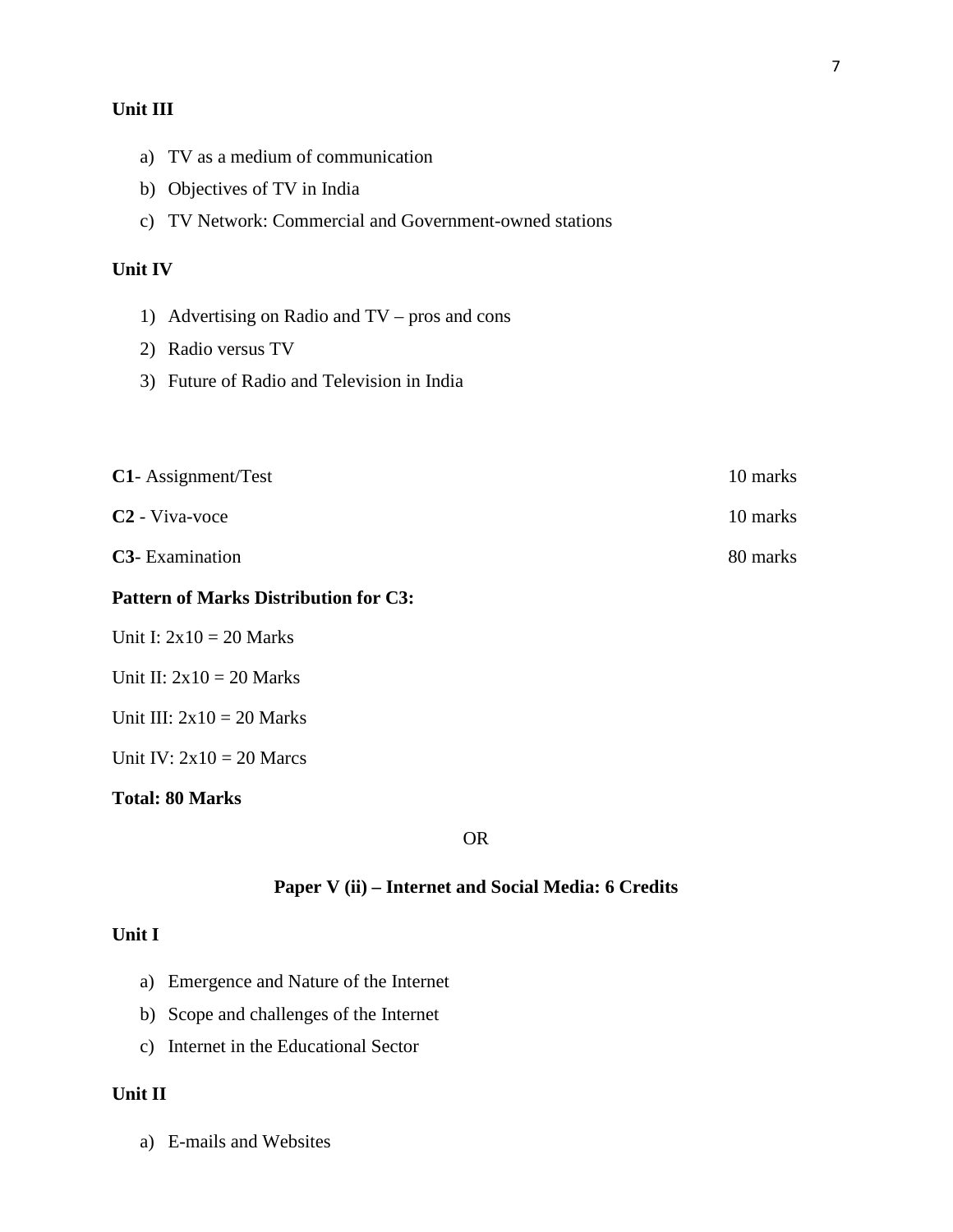**Unit III**

a) TV as a medium of communication
b) Objectives of TV in India
c) TV Network: Commercial and Government-owned stations

**Unit IV**

1) Advertising on Radio and TV – pros and cons
2) Radio versus TV
3) Future of Radio and Television in India

| | |
|---|---|
| **C1**- Assignment/Test | 10 marks |
| **C2** - Viva-voce | 10 marks |
| **C3**- Examination | 80 marks |

**Pattern of Marks Distribution for C3:**

Unit I: 2x10 = 20 Marks

Unit II: 2x10 = 20 Marks

Unit III: 2x10 = 20 Marks

Unit IV: 2x10 = 20 Marcs

**Total: 80 Marks**

OR

**Paper V (ii) – Internet and Social Media: 6 Credits**

**Unit I**

a) Emergence and Nature of the Internet
b) Scope and challenges of the Internet
c) Internet in the Educational Sector

**Unit II**

a) E-mails and Websites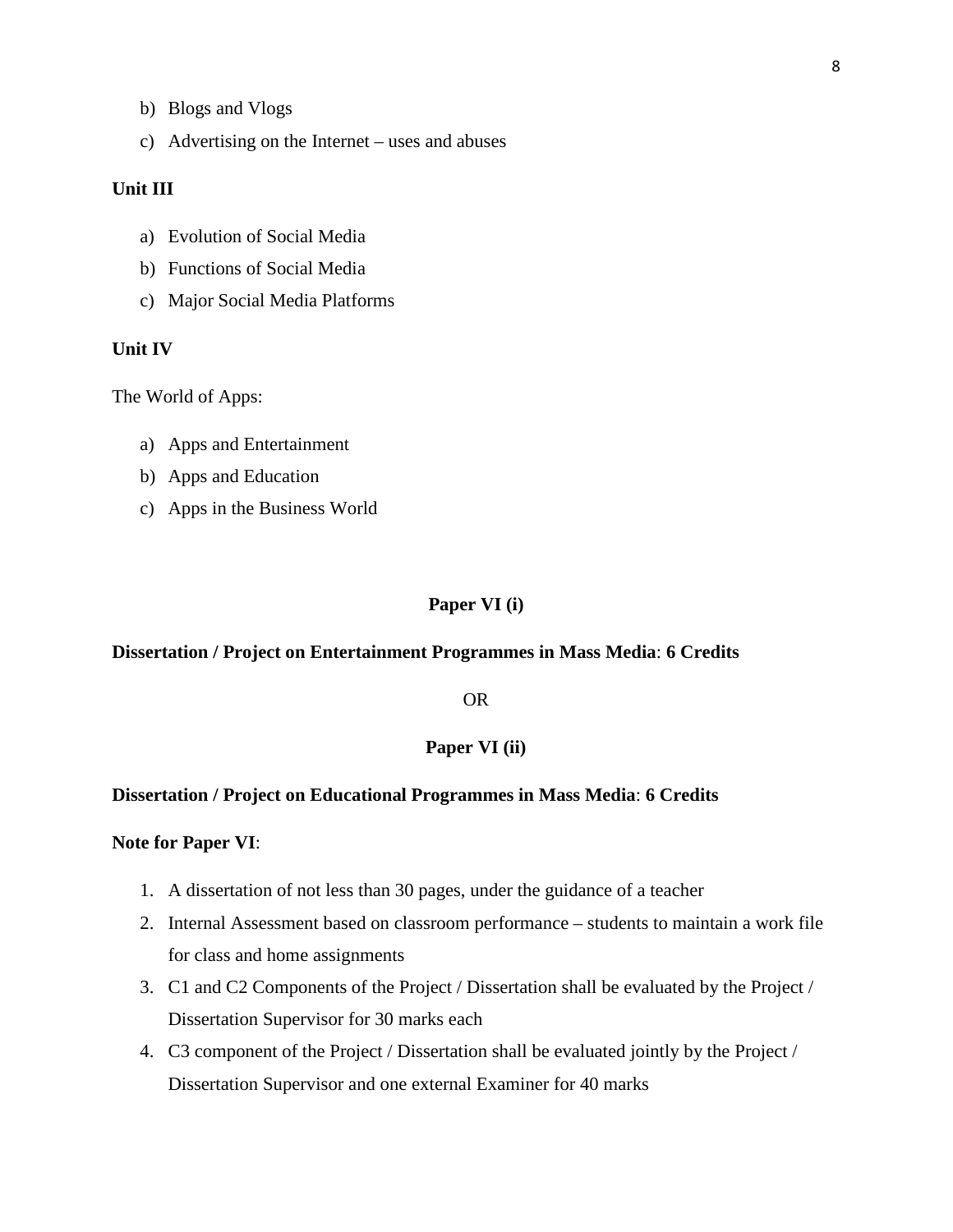b) Blogs and Vlogs

c) Advertising on the Internet – uses and abuses

**Unit III**

a) Evolution of Social Media

b) Functions of Social Media

c) Major Social Media Platforms

**Unit IV**

The World of Apps:

a) Apps and Entertainment

b) Apps and Education

c) Apps in the Business World

**Paper VI (i)**

**Dissertation / Project on Entertainment Programmes in Mass Media**: **6 Credits**

OR

**Paper VI (ii)**

**Dissertation / Project on Educational Programmes in Mass Media**: **6 Credits**

**Note for Paper VI**:

1. A dissertation of not less than 30 pages, under the guidance of a teacher
2. Internal Assessment based on classroom performance – students to maintain a work file for class and home assignments
3. C1 and C2 Components of the Project / Dissertation shall be evaluated by the Project / Dissertation Supervisor for 30 marks each
4. C3 component of the Project / Dissertation shall be evaluated jointly by the Project / Dissertation Supervisor and one external Examiner for 40 marks